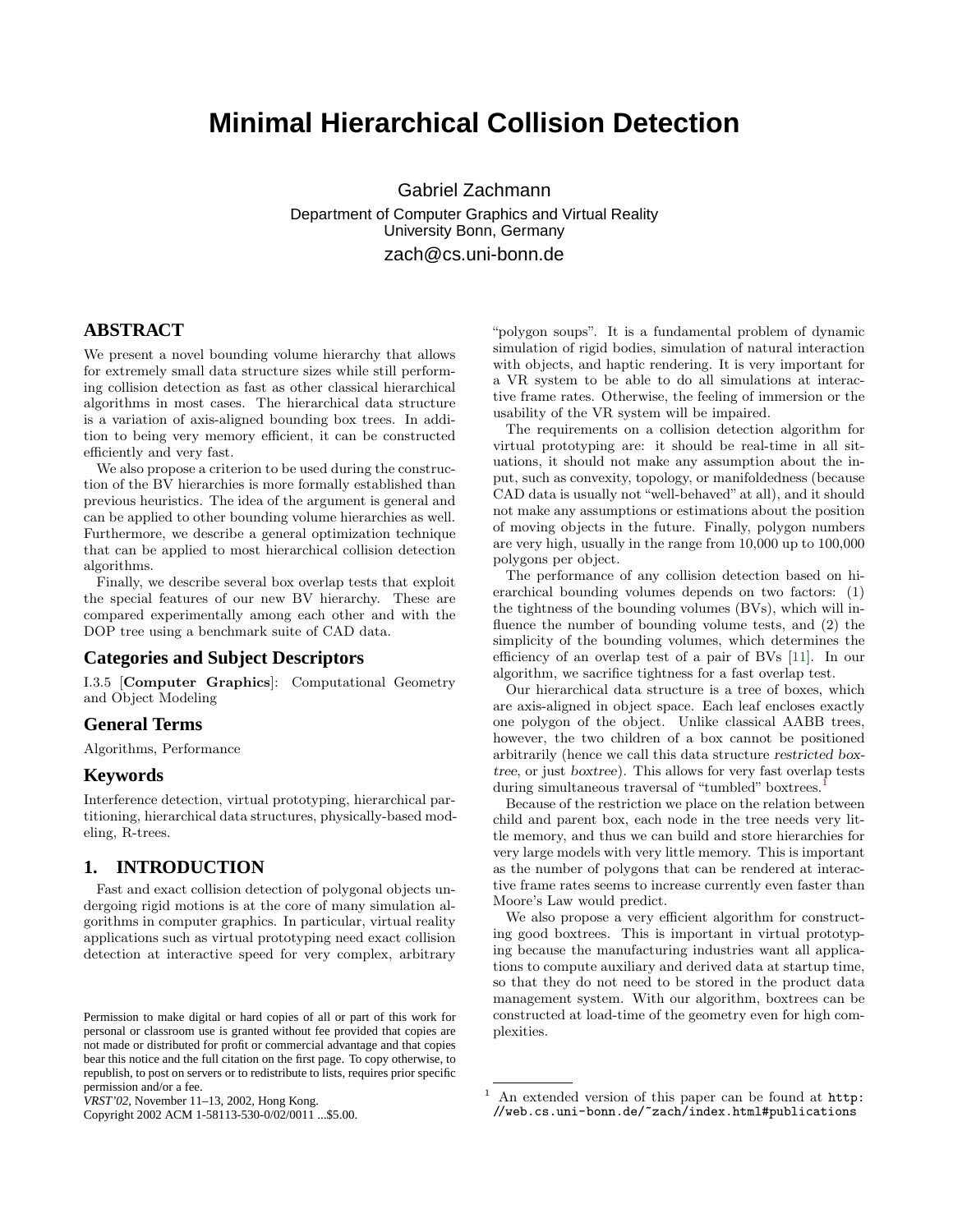# Minimal Hierarchical Collision Detection

Gabriel Zachmann
Department of Computer Graphics and Virtual Reality
University Bonn, Germany
zach@cs.uni-bonn.de

## ABSTRACT

We present a novel bounding volume hierarchy that allows for extremely small data structure sizes while still performing collision detection as fast as other classical hierarchical algorithms in most cases. The hierarchical data structure is a variation of axis-aligned bounding box trees. In addition to being very memory efficient, it can be constructed efficiently and very fast.

We also propose a criterion to be used during the construction of the BV hierarchies is more formally established than previous heuristics. The idea of the argument is general and can be applied to other bounding volume hierarchies as well. Furthermore, we describe a general optimization technique that can be applied to most hierarchical collision detection algorithms.

Finally, we describe several box overlap tests that exploit the special features of our new BV hierarchy. These are compared experimentally among each other and with the DOP tree using a benchmark suite of CAD data.

### Categories and Subject Descriptors

I.3.5 [**Computer Graphics**]: Computational Geometry and Object Modeling

### General Terms

Algorithms, Performance

### Keywords

Interference detection, virtual prototyping, hierarchical partitioning, hierarchical data structures, physically-based modeling, R-trees.

## 1. INTRODUCTION

Fast and exact collision detection of polygonal objects undergoing rigid motions is at the core of many simulation algorithms in computer graphics. In particular, virtual reality applications such as virtual prototyping need exact collision detection at interactive speed for very complex, arbitrary "polygon soups". It is a fundamental problem of dynamic simulation of rigid bodies, simulation of natural interaction with objects, and haptic rendering. It is very important for a VR system to be able to do all simulations at interactive frame rates. Otherwise, the feeling of immersion or the usability of the VR system will be impaired.

The requirements on a collision detection algorithm for virtual prototyping are: it should be real-time in all situations, it should not make any assumption about the input, such as convexity, topology, or manifoldedness (because CAD data is usually not "well-behaved" at all), and it should not make any assumptions or estimations about the position of moving objects in the future. Finally, polygon numbers are very high, usually in the range from 10,000 up to 100,000 polygons per object.

The performance of any collision detection based on hierarchical bounding volumes depends on two factors: (1) the tightness of the bounding volumes (BVs), which will influence the number of bounding volume tests, and (2) the simplicity of the bounding volumes, which determines the efficiency of an overlap test of a pair of BVs [11]. In our algorithm, we sacrifice tightness for a fast overlap test.

Our hierarchical data structure is a tree of boxes, which are axis-aligned in object space. Each leaf encloses exactly one polygon of the object. Unlike classical AABB trees, however, the two children of a box cannot be positioned arbitrarily (hence we call this data structure *restricted boxtree*, or just *boxtree*). This allows for very fast overlap tests during simultaneous traversal of "tumbled" boxtrees.[1]

Because of the restriction we place on the relation between child and parent box, each node in the tree needs very little memory, and thus we can build and store hierarchies for very large models with very little memory. This is important as the number of polygons that can be rendered at interactive frame rates seems to increase currently even faster than Moore's Law would predict.

We also propose a very efficient algorithm for constructing good boxtrees. This is important in virtual prototyping because the manufacturing industries want all applications to compute auxiliary and derived data at startup time, so that they do not need to be stored in the product data management system. With our algorithm, boxtrees can be constructed at load-time of the geometry even for high complexities.

Permission to make digital or hard copies of all or part of this work for personal or classroom use is granted without fee provided that copies are not made or distributed for profit or commercial advantage and that copies bear this notice and the full citation on the first page. To copy otherwise, to republish, to post on servers or to redistribute to lists, requires prior specific permission and/or a fee.
*VRST'02*, November 11–13, 2002, Hong Kong.
Copyright 2002 ACM 1-58113-530-0/02/0011 ...$5.00.

[1] An extended version of this paper can be found at `http://web.cs.uni-bonn.de/~zach/index.html#publications`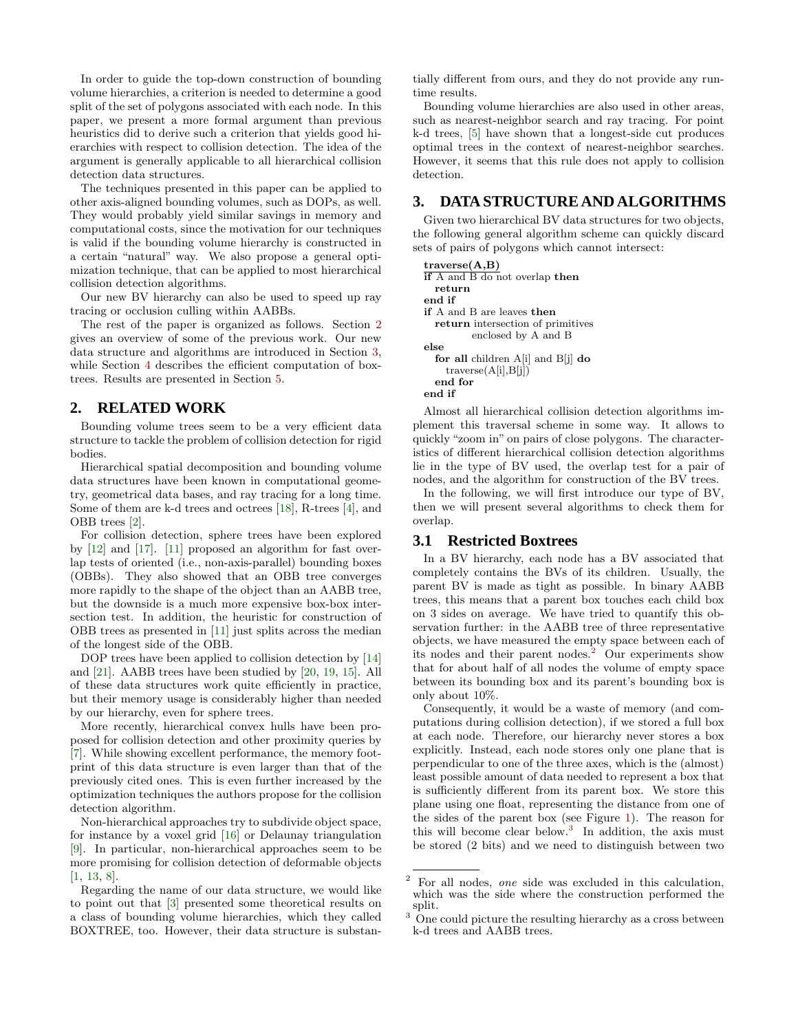In order to guide the top-down construction of bounding volume hierarchies, a criterion is needed to determine a good split of the set of polygons associated with each node. In this paper, we present a more formal argument than previous heuristics did to derive such a criterion that yields good hierarchies with respect to collision detection. The idea of the argument is generally applicable to all hierarchical collision detection data structures.

The techniques presented in this paper can be applied to other axis-aligned bounding volumes, such as DOPs, as well. They would probably yield similar savings in memory and computational costs, since the motivation for our techniques is valid if the bounding volume hierarchy is constructed in a certain "natural" way. We also propose a general optimization technique, that can be applied to most hierarchical collision detection algorithms.

Our new BV hierarchy can also be used to speed up ray tracing or occlusion culling within AABBs.

The rest of the paper is organized as follows. Section 2 gives an overview of some of the previous work. Our new data structure and algorithms are introduced in Section 3, while Section 4 describes the efficient computation of boxtrees. Results are presented in Section 5.

## 2. RELATED WORK

Bounding volume trees seem to be a very efficient data structure to tackle the problem of collision detection for rigid bodies.

Hierarchical spatial decomposition and bounding volume data structures have been known in computational geometry, geometrical data bases, and ray tracing for a long time. Some of them are k-d trees and octrees [18], R-trees [4], and OBB trees [2].

For collision detection, sphere trees have been explored by [12] and [17]. [11] proposed an algorithm for fast overlap tests of oriented (i.e., non-axis-parallel) bounding boxes (OBBs). They also showed that an OBB tree converges more rapidly to the shape of the object than an AABB tree, but the downside is a much more expensive box-box intersection test. In addition, the heuristic for construction of OBB trees as presented in [11] just splits across the median of the longest side of the OBB.

DOP trees have been applied to collision detection by [14] and [21]. AABB trees have been studied by [20, 19, 15]. All of these data structures work quite efficiently in practice, but their memory usage is considerably higher than needed by our hierarchy, even for sphere trees.

More recently, hierarchical convex hulls have been proposed for collision detection and other proximity queries by [7]. While showing excellent performance, the memory footprint of this data structure is even larger than that of the previously cited ones. This is even further increased by the optimization techniques the authors propose for the collision detection algorithm.

Non-hierarchical approaches try to subdivide object space, for instance by a voxel grid [16] or Delaunay triangulation [9]. In particular, non-hierarchical approaches seem to be more promising for collision detection of deformable objects [1, 13, 8].

Regarding the name of our data structure, we would like to point out that [3] presented some theoretical results on a class of bounding volume hierarchies, which they called BOXTREE, too. However, their data structure is substantially different from ours, and they do not provide any runtime results.

Bounding volume hierarchies are also used in other areas, such as nearest-neighbor search and ray tracing. For point k-d trees, [5] have shown that a longest-side cut produces optimal trees in the context of nearest-neighbor searches. However, it seems that this rule does not apply to collision detection.

## 3. DATA STRUCTURE AND ALGORITHMS

Given two hierarchical BV data structures for two objects, the following general algorithm scheme can quickly discard sets of pairs of polygons which cannot intersect:

```
traverse(A,B)
if A and B do not overlap then
  return
end if
if A and B are leaves then
  return intersection of primitives
        enclosed by A and B
else
  for all children A[i] and B[j] do
    traverse(A[i],B[j])
  end for
end if
```

Almost all hierarchical collision detection algorithms implement this traversal scheme in some way. It allows to quickly "zoom in" on pairs of close polygons. The characteristics of different hierarchical collision detection algorithms lie in the type of BV used, the overlap test for a pair of nodes, and the algorithm for construction of the BV trees.

In the following, we will first introduce our type of BV, then we will present several algorithms to check them for overlap.

### 3.1 Restricted Boxtrees

In a BV hierarchy, each node has a BV associated that completely contains the BVs of its children. Usually, the parent BV is made as tight as possible. In binary AABB trees, this means that a parent box touches each child box on 3 sides on average. We have tried to quantify this observation further: in the AABB tree of three representative objects, we have measured the empty space between each of its nodes and their parent nodes.[2] Our experiments show that for about half of all nodes the volume of empty space between its bounding box and its parent's bounding box is only about 10%.

Consequently, it would be a waste of memory (and computations during collision detection), if we stored a full box at each node. Therefore, our hierarchy never stores a box explicitly. Instead, each node stores only one plane that is perpendicular to one of the three axes, which is the (almost) least possible amount of data needed to represent a box that is sufficiently different from its parent box. We store this plane using one float, representing the distance from one of the sides of the parent box (see Figure 1). The reason for this will become clear below.[3] In addition, the axis must be stored (2 bits) and we need to distinguish between two

[2] For all nodes, *one* side was excluded in this calculation, which was the side where the construction performed the split.

[3] One could picture the resulting hierarchy as a cross between k-d trees and AABB trees.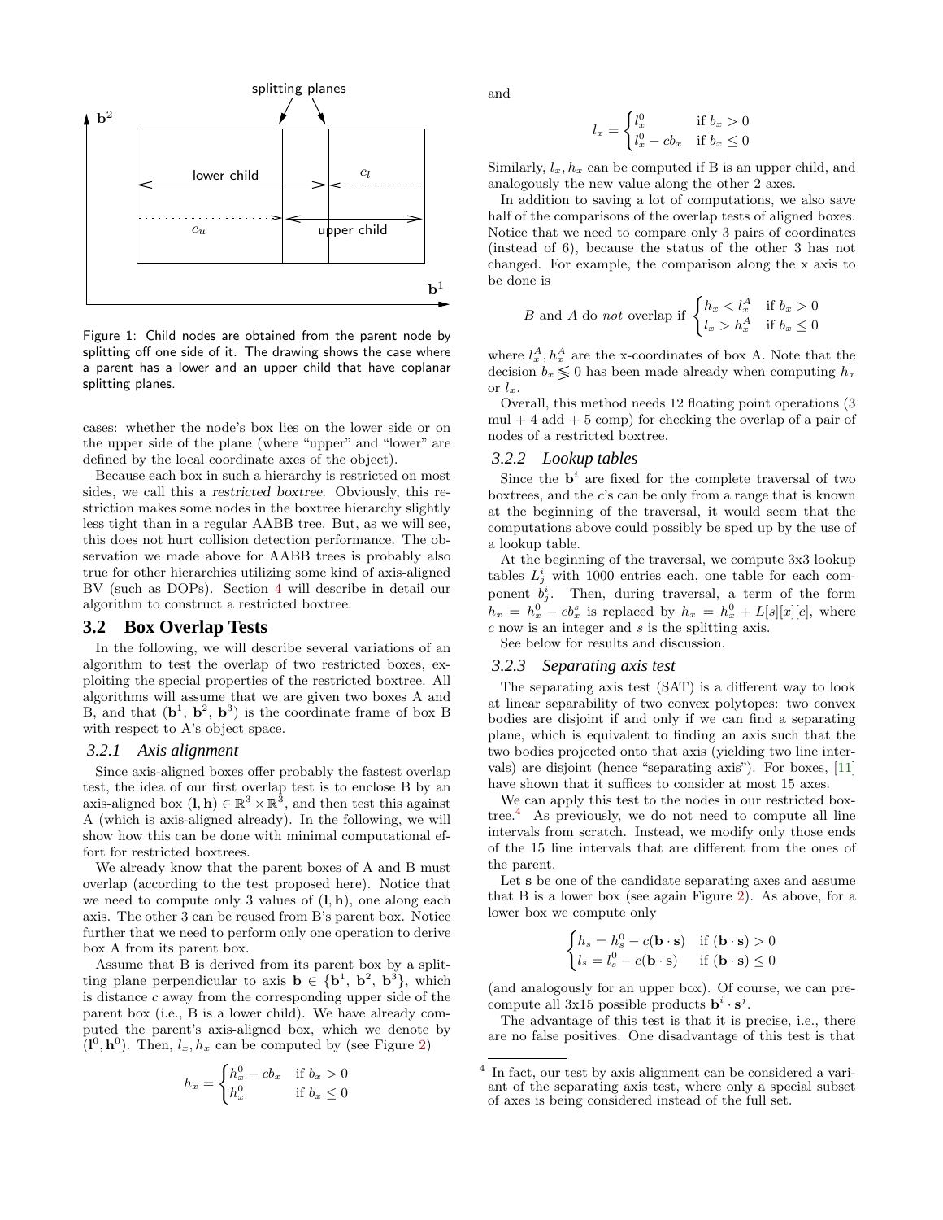Figure 1: Child nodes are obtained from the parent node by splitting off one side of it. The drawing shows the case where a parent has a lower and an upper child that have coplanar splitting planes.

cases: whether the node's box lies on the lower side or on the upper side of the plane (where "upper" and "lower" are defined by the local coordinate axes of the object).

Because each box in such a hierarchy is restricted on most sides, we call this a *restricted boxtree*. Obviously, this restriction makes some nodes in the boxtree hierarchy slightly less tight than in a regular AABB tree. But, as we will see, this does not hurt collision detection performance. The observation we made above for AABB trees is probably also true for other hierarchies utilizing some kind of axis-aligned BV (such as DOPs). Section 4 will describe in detail our algorithm to construct a restricted boxtree.

## 3.2 Box Overlap Tests

In the following, we will describe several variations of an algorithm to test the overlap of two restricted boxes, exploiting the special properties of the restricted boxtree. All algorithms will assume that we are given two boxes A and B, and that $(\mathbf{b}^1, \mathbf{b}^2, \mathbf{b}^3)$ is the coordinate frame of box B with respect to A's object space.

### 3.2.1 Axis alignment

Since axis-aligned boxes offer probably the fastest overlap test, the idea of our first overlap test is to enclose B by an axis-aligned box $(\mathbf{l}, \mathbf{h}) \in \mathbb{R}^3 \times \mathbb{R}^3$, and then test this against A (which is axis-aligned already). In the following, we will show how this can be done with minimal computational effort for restricted boxtrees.

We already know that the parent boxes of A and B must overlap (according to the test proposed here). Notice that we need to compute only 3 values of $(\mathbf{l}, \mathbf{h})$, one along each axis. The other 3 can be reused from B's parent box. Notice further that we need to perform only one operation to derive box A from its parent box.

Assume that B is derived from its parent box by a splitting plane perpendicular to axis $\mathbf{b} \in \{\mathbf{b}^1, \mathbf{b}^2, \mathbf{b}^3\}$, which is distance $c$ away from the corresponding upper side of the parent box (i.e., B is a lower child). We have already computed the parent's axis-aligned box, which we denote by $(\mathbf{l}^0, \mathbf{h}^0)$. Then, $l_x, h_x$ can be computed by (see Figure 2)

$$h_x = \begin{cases} h_x^0 - cb_x & \text{if } b_x > 0 \\ h_x^0 & \text{if } b_x \leq 0 \end{cases}$$

and

$$l_x = \begin{cases} l_x^0 & \text{if } b_x > 0 \\ l_x^0 - cb_x & \text{if } b_x \leq 0 \end{cases}$$

Similarly, $l_x, h_x$ can be computed if B is an upper child, and analogously the new value along the other 2 axes.

In addition to saving a lot of computations, we also save half of the comparisons of the overlap tests of aligned boxes. Notice that we need to compare only 3 pairs of coordinates (instead of 6), because the status of the other 3 has not changed. For example, the comparison along the x axis to be done is

$$B \text{ and } A \text{ do } \textit{not} \text{ overlap if } \begin{cases} h_x < l_x^A & \text{if } b_x > 0 \\ l_x > h_x^A & \text{if } b_x \leq 0 \end{cases}$$

where $l_x^A, h_x^A$ are the x-coordinates of box A. Note that the decision $b_x \lesseqgtr 0$ has been made already when computing $h_x$ or $l_x$.

Overall, this method needs 12 floating point operations (3 mul + 4 add + 5 comp) for checking the overlap of a pair of nodes of a restricted boxtree.

### 3.2.2 Lookup tables

Since the $\mathbf{b}^i$ are fixed for the complete traversal of two boxtrees, and the $c$'s can be only from a range that is known at the beginning of the traversal, it would seem that the computations above could possibly be sped up by the use of a lookup table.

At the beginning of the traversal, we compute 3x3 lookup tables $L_j^i$ with 1000 entries each, one table for each component $b_j^i$. Then, during traversal, a term of the form $h_x = h_x^0 - cb_x^s$ is replaced by $h_x = h_x^0 + L[s][x][c]$, where $c$ now is an integer and $s$ is the splitting axis.

See below for results and discussion.

### 3.2.3 Separating axis test

The separating axis test (SAT) is a different way to look at linear separability of two convex polytopes: two convex bodies are disjoint if and only if we can find a separating plane, which is equivalent to finding an axis such that the two bodies projected onto that axis (yielding two line intervals) are disjoint (hence "separating axis"). For boxes, [11] have shown that it suffices to consider at most 15 axes.

We can apply this test to the nodes in our restricted boxtree.[4] As previously, we do not need to compute all line intervals from scratch. Instead, we modify only those ends of the 15 line intervals that are different from the ones of the parent.

Let $\mathbf{s}$ be one of the candidate separating axes and assume that B is a lower box (see again Figure 2). As above, for a lower box we compute only

$$\begin{cases} h_s = h_s^0 - c(\mathbf{b} \cdot \mathbf{s}) & \text{if } (\mathbf{b} \cdot \mathbf{s}) > 0 \\ l_s = l_s^0 - c(\mathbf{b} \cdot \mathbf{s}) & \text{if } (\mathbf{b} \cdot \mathbf{s}) \leq 0 \end{cases}$$

(and analogously for an upper box). Of course, we can precompute all 3x15 possible products $\mathbf{b}^i \cdot \mathbf{s}^j$.

The advantage of this test is that it is precise, i.e., there are no false positives. One disadvantage of this test is that

[4] In fact, our test by axis alignment can be considered a variant of the separating axis test, where only a special subset of axes is being considered instead of the full set.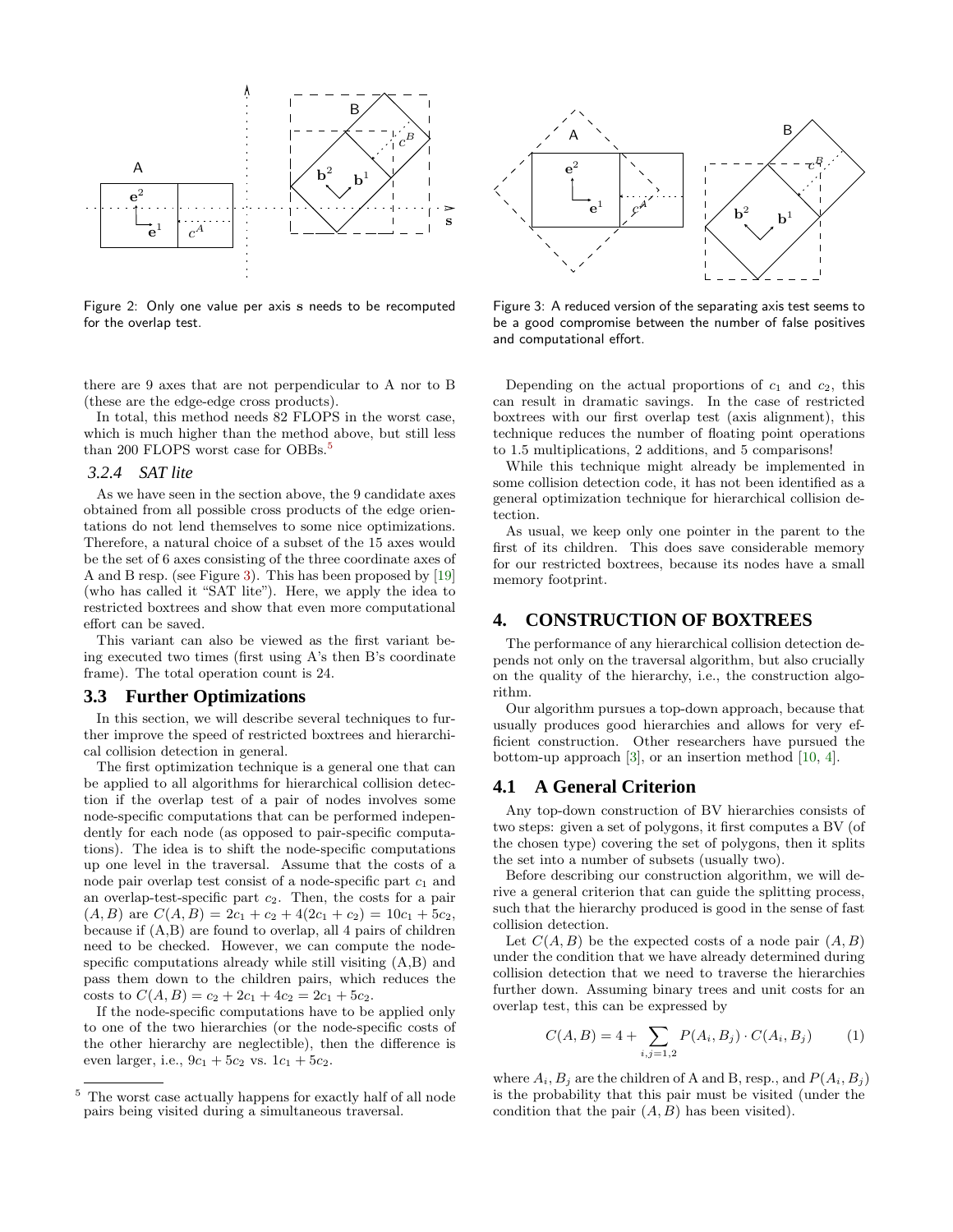Figure 2: Only one value per axis s needs to be recomputed for the overlap test.

Figure 3: A reduced version of the separating axis test seems to be a good compromise between the number of false positives and computational effort.

there are 9 axes that are not perpendicular to A nor to B (these are the edge-edge cross products).

In total, this method needs 82 FLOPS in the worst case, which is much higher than the method above, but still less than 200 FLOPS worst case for OBBs.[5]

### 3.2.4 SAT lite

As we have seen in the section above, the 9 candidate axes obtained from all possible cross products of the edge orientations do not lend themselves to some nice optimizations. Therefore, a natural choice of a subset of the 15 axes would be the set of 6 axes consisting of the three coordinate axes of A and B resp. (see Figure 3). This has been proposed by [19] (who has called it "SAT lite"). Here, we apply the idea to restricted boxtrees and show that even more computational effort can be saved.

This variant can also be viewed as the first variant being executed two times (first using A's then B's coordinate frame). The total operation count is 24.

## 3.3 Further Optimizations

In this section, we will describe several techniques to further improve the speed of restricted boxtrees and hierarchical collision detection in general.

The first optimization technique is a general one that can be applied to all algorithms for hierarchical collision detection if the overlap test of a pair of nodes involves some node-specific computations that can be performed independently for each node (as opposed to pair-specific computations). The idea is to shift the node-specific computations up one level in the traversal. Assume that the costs of a node pair overlap test consist of a node-specific part $c_1$ and an overlap-test-specific part $c_2$. Then, the costs for a pair $(A, B)$ are $C(A, B) = 2c_1 + c_2 + 4(2c_1 + c_2) = 10c_1 + 5c_2$, because if (A,B) are found to overlap, all 4 pairs of children need to be checked. However, we can compute the node-specific computations already while still visiting (A,B) and pass them down to the children pairs, which reduces the costs to $C(A, B) = c_2 + 2c_1 + 4c_2 = 2c_1 + 5c_2$.

If the node-specific computations have to be applied only to one of the two hierarchies (or the node-specific costs of the other hierarchy are neglectible), then the difference is even larger, i.e., $9c_1 + 5c_2$ vs. $1c_1 + 5c_2$.

Depending on the actual proportions of $c_1$ and $c_2$, this can result in dramatic savings. In the case of restricted boxtrees with our first overlap test (axis alignment), this technique reduces the number of floating point operations to 1.5 multiplications, 2 additions, and 5 comparisons!

While this technique might already be implemented in some collision detection code, it has not been identified as a general optimization technique for hierarchical collision detection.

As usual, we keep only one pointer in the parent to the first of its children. This does save considerable memory for our restricted boxtrees, because its nodes have a small memory footprint.

# 4. CONSTRUCTION OF BOXTREES

The performance of any hierarchical collision detection depends not only on the traversal algorithm, but also crucially on the quality of the hierarchy, i.e., the construction algorithm.

Our algorithm pursues a top-down approach, because that usually produces good hierarchies and allows for very efficient construction. Other researchers have pursued the bottom-up approach [3], or an insertion method [10, 4].

## 4.1 A General Criterion

Any top-down construction of BV hierarchies consists of two steps: given a set of polygons, it first computes a BV (of the chosen type) covering the set of polygons, then it splits the set into a number of subsets (usually two).

Before describing our construction algorithm, we will derive a general criterion that can guide the splitting process, such that the hierarchy produced is good in the sense of fast collision detection.

Let $C(A, B)$ be the expected costs of a node pair $(A, B)$ under the condition that we have already determined during collision detection that we need to traverse the hierarchies further down. Assuming binary trees and unit costs for an overlap test, this can be expressed by

$$C(A, B) = 4 + \sum_{i,j=1,2} P(A_i, B_j) \cdot C(A_i, B_j) \qquad (1)$$

where $A_i, B_j$ are the children of A and B, resp., and $P(A_i, B_j)$ is the probability that this pair must be visited (under the condition that the pair $(A, B)$ has been visited).

[5] The worst case actually happens for exactly half of all node pairs being visited during a simultaneous traversal.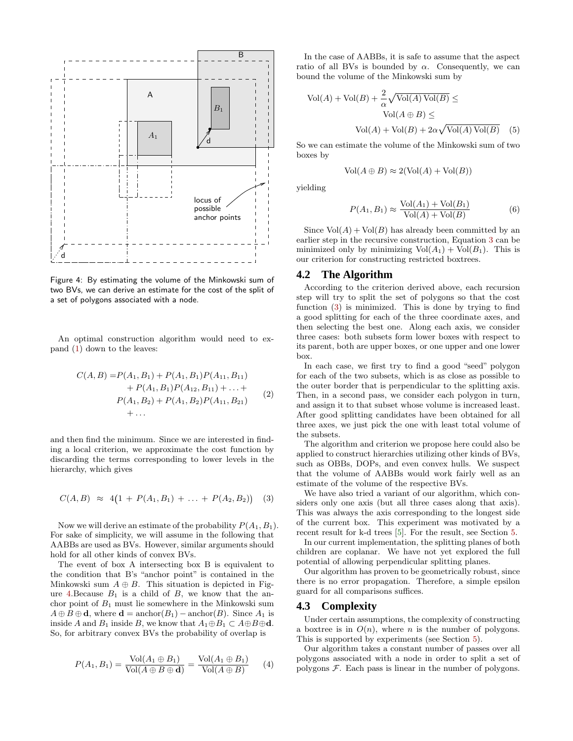Figure 4: By estimating the volume of the Minkowski sum of two BVs, we can derive an estimate for the cost of the split of a set of polygons associated with a node.

An optimal construction algorithm would need to expand (1) down to the leaves:

$$
\begin{aligned}
C(A,B) =& P(A_1,B_1) + P(A_1,B_1)P(A_{11},B_{11}) \\
&+ P(A_1,B_1)P(A_{12},B_{11}) + \ldots + \\
& P(A_1,B_2) + P(A_1,B_2)P(A_{11},B_{21}) \\
&+ \ldots
\end{aligned}
\tag{2}
$$

and then find the minimum. Since we are interested in finding a local criterion, we approximate the cost function by discarding the terms corresponding to lower levels in the hierarchy, which gives

$$
C(A,B) \approx 4\big(1 + P(A_1,B_1) + \ldots + P(A_2,B_2)\big) \tag{3}
$$

Now we will derive an estimate of the probability $P(A_1,B_1)$. For sake of simplicity, we will assume in the following that AABBs are used as BVs. However, similar arguments should hold for all other kinds of convex BVs.

The event of box A intersecting box B is equivalent to the condition that B's "anchor point" is contained in the Minkowski sum $A \oplus B$. This situation is depicted in Figure 4. Because $B_1$ is a child of $B$, we know that the anchor point of $B_1$ must lie somewhere in the Minkowski sum $A \oplus B \oplus \mathbf{d}$, where $\mathbf{d} = \text{anchor}(B_1) - \text{anchor}(B)$. Since $A_1$ is inside $A$ and $B_1$ inside $B$, we know that $A_1 \oplus B_1 \subset A \oplus B \oplus \mathbf{d}$. So, for arbitrary convex BVs the probability of overlap is

$$
P(A_1,B_1) = \frac{\mathrm{Vol}(A_1 \oplus B_1)}{\mathrm{Vol}(A \oplus B \oplus \mathbf{d})} = \frac{\mathrm{Vol}(A_1 \oplus B_1)}{\mathrm{Vol}(A \oplus B)} \tag{4}
$$

In the case of AABBs, it is safe to assume that the aspect ratio of all BVs is bounded by $\alpha$. Consequently, we can bound the volume of the Minkowski sum by

$$
\begin{aligned}
\mathrm{Vol}(A) + \mathrm{Vol}(B) + \frac{2}{\alpha}\sqrt{\mathrm{Vol}(A)\,\mathrm{Vol}(B)} &\leq \\
\mathrm{Vol}(A \oplus B) &\leq \\
\mathrm{Vol}(A) + \mathrm{Vol}(B) + 2\alpha\sqrt{\mathrm{Vol}(A)\,\mathrm{Vol}(B)}&
\end{aligned}
\tag{5}
$$

So we can estimate the volume of the Minkowski sum of two boxes by

$$
\mathrm{Vol}(A \oplus B) \approx 2(\mathrm{Vol}(A) + \mathrm{Vol}(B))
$$

yielding

$$
P(A_1,B_1) \approx \frac{\mathrm{Vol}(A_1) + \mathrm{Vol}(B_1)}{\mathrm{Vol}(A) + \mathrm{Vol}(B)} \tag{6}
$$

Since $\mathrm{Vol}(A) + \mathrm{Vol}(B)$ has already been committed by an earlier step in the recursive construction, Equation 3 can be minimized only by minimizing $\mathrm{Vol}(A_1) + \mathrm{Vol}(B_1)$. This is our criterion for constructing restricted boxtrees.

## 4.2 The Algorithm

According to the criterion derived above, each recursion step will try to split the set of polygons so that the cost function (3) is minimized. This is done by trying to find a good splitting for each of the three coordinate axes, and then selecting the best one. Along each axis, we consider three cases: both subsets form lower boxes with respect to its parent, both are upper boxes, or one upper and one lower box.

In each case, we first try to find a good "seed" polygon for each of the two subsets, which is as close as possible to the outer border that is perpendicular to the splitting axis. Then, in a second pass, we consider each polygon in turn, and assign it to that subset whose volume is increased least. After good splitting candidates have been obtained for all three axes, we just pick the one with least total volume of the subsets.

The algorithm and criterion we propose here could also be applied to construct hierarchies utilizing other kinds of BVs, such as OBBs, DOPs, and even convex hulls. We suspect that the volume of AABBs would work fairly well as an estimate of the volume of the respective BVs.

We have also tried a variant of our algorithm, which considers only one axis (but all three cases along that axis). This was always the axis corresponding to the longest side of the current box. This experiment was motivated by a recent result for k-d trees [5]. For the result, see Section 5.

In our current implementation, the splitting planes of both children are coplanar. We have not yet explored the full potential of allowing perpendicular splitting planes.

Our algorithm has proven to be geometrically robust, since there is no error propagation. Therefore, a simple epsilon guard for all comparisons suffices.

## 4.3 Complexity

Under certain assumptions, the complexity of constructing a boxtree is in $O(n)$, where $n$ is the number of polygons. This is supported by experiments (see Section 5).

Our algorithm takes a constant number of passes over all polygons associated with a node in order to split a set of polygons $\mathcal{F}$. Each pass is linear in the number of polygons.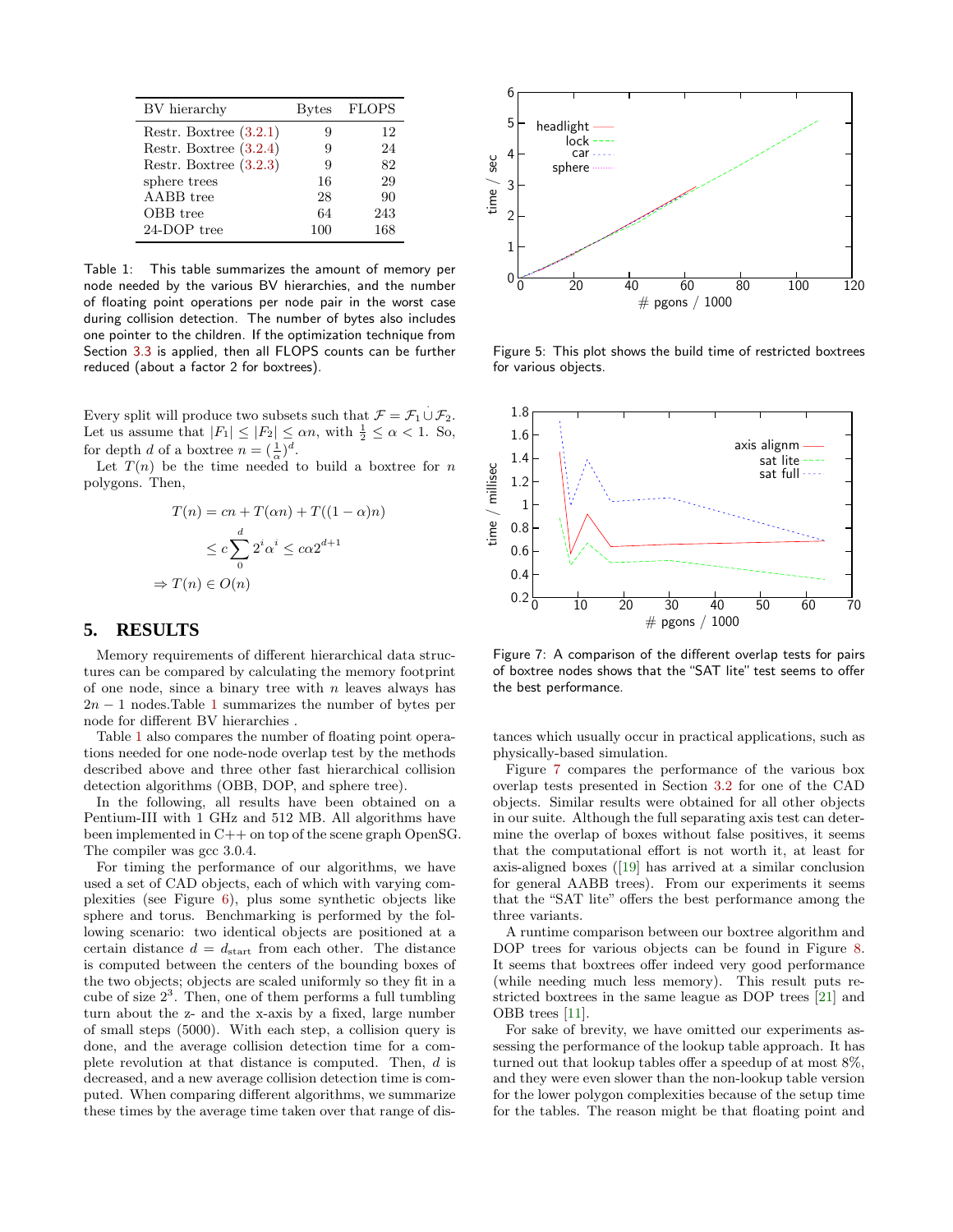| BV hierarchy | Bytes | FLOPS |
|---|---|---|
| Restr. Boxtree (3.2.1) | 9 | 12 |
| Restr. Boxtree (3.2.4) | 9 | 24 |
| Restr. Boxtree (3.2.3) | 9 | 82 |
| sphere trees | 16 | 29 |
| AABB tree | 28 | 90 |
| OBB tree | 64 | 243 |
| 24-DOP tree | 100 | 168 |

Table 1: This table summarizes the amount of memory per node needed by the various BV hierarchies, and the number of floating point operations per node pair in the worst case during collision detection. The number of bytes also includes one pointer to the children. If the optimization technique from Section 3.3 is applied, then all FLOPS counts can be further reduced (about a factor 2 for boxtrees).

Every split will produce two subsets such that $\mathcal{F} = \mathcal{F}_1 \dot{\cup} \mathcal{F}_2$. Let us assume that $|F_1| \leq |F_2| \leq \alpha n$, with $\frac{1}{2} \leq \alpha < 1$. So, for depth $d$ of a boxtree $n = (\frac{1}{\alpha})^d$.

Let $T(n)$ be the time needed to build a boxtree for $n$ polygons. Then,

$$
\begin{aligned}
T(n) &= cn + T(\alpha n) + T((1-\alpha)n) \\
&\leq c \sum_{0}^{d} 2^i \alpha^i \leq c\alpha 2^{d+1} \\
\Rightarrow T(n) &\in O(n)
\end{aligned}
$$

## 5. RESULTS

Memory requirements of different hierarchical data structures can be compared by calculating the memory footprint of one node, since a binary tree with $n$ leaves always has $2n-1$ nodes.Table 1 summarizes the number of bytes per node for different BV hierarchies .

Table 1 also compares the number of floating point operations needed for one node-node overlap test by the methods described above and three other fast hierarchical collision detection algorithms (OBB, DOP, and sphere tree).

In the following, all results have been obtained on a Pentium-III with 1 GHz and 512 MB. All algorithms have been implemented in C++ on top of the scene graph OpenSG. The compiler was gcc 3.0.4.

For timing the performance of our algorithms, we have used a set of CAD objects, each of which with varying complexities (see Figure 6), plus some synthetic objects like sphere and torus. Benchmarking is performed by the following scenario: two identical objects are positioned at a certain distance $d = d_{\text{start}}$ from each other. The distance is computed between the centers of the bounding boxes of the two objects; objects are scaled uniformly so they fit in a cube of size $2^3$. Then, one of them performs a full tumbling turn about the z- and the x-axis by a fixed, large number of small steps (5000). With each step, a collision query is done, and the average collision detection time for a complete revolution at that distance is computed. Then, $d$ is decreased, and a new average collision detection time is computed. When comparing different algorithms, we summarize these times by the average time taken over that range of distances which usually occur in practical applications, such as physically-based simulation.

Figure 5: This plot shows the build time of restricted boxtrees for various objects.

Figure 7: A comparison of the different overlap tests for pairs of boxtree nodes shows that the "SAT lite" test seems to offer the best performance.

Figure 7 compares the performance of the various box overlap tests presented in Section 3.2 for one of the CAD objects. Similar results were obtained for all other objects in our suite. Although the full separating axis test can determine the overlap of boxes without false positives, it seems that the computational effort is not worth it, at least for axis-aligned boxes ([19] has arrived at a similar conclusion for general AABB trees). From our experiments it seems that the "SAT lite" offers the best performance among the three variants.

A runtime comparison between our boxtree algorithm and DOP trees for various objects can be found in Figure 8. It seems that boxtrees offer indeed very good performance (while needing much less memory). This result puts restricted boxtrees in the same league as DOP trees [21] and OBB trees [11].

For sake of brevity, we have omitted our experiments assessing the performance of the lookup table approach. It has turned out that lookup tables offer a speedup of at most 8%, and they were even slower than the non-lookup table version for the lower polygon complexities because of the setup time for the tables. The reason might be that floating point and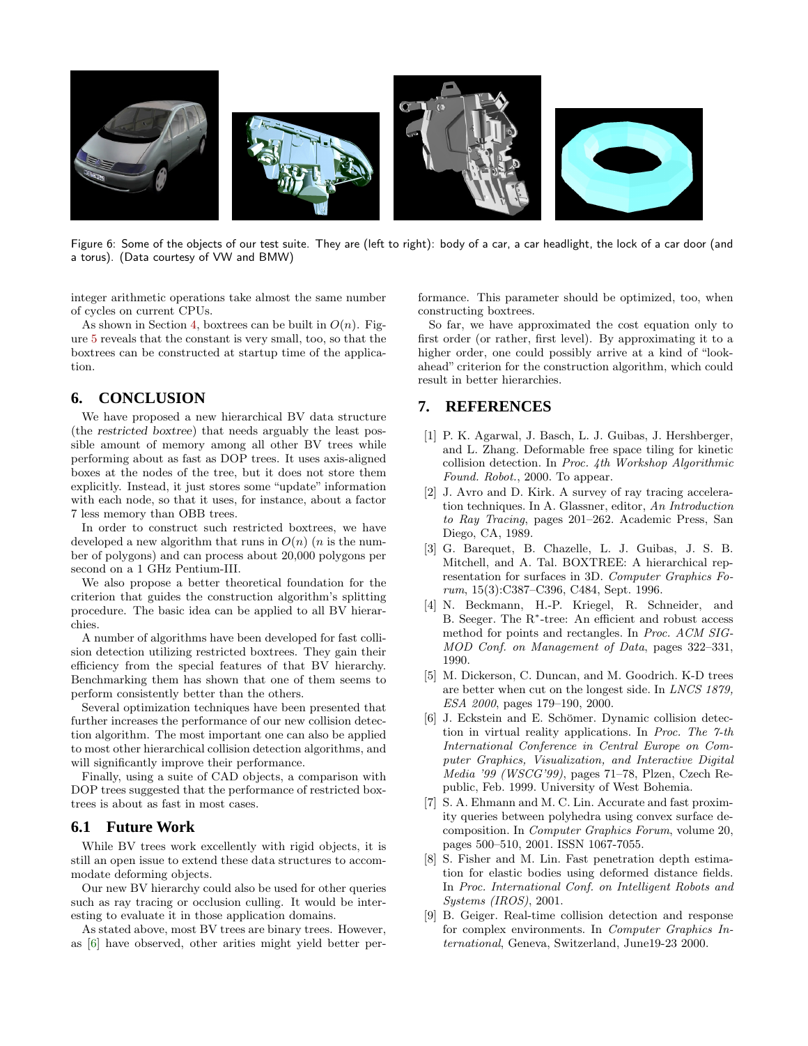Figure 6: Some of the objects of our test suite. They are (left to right): body of a car, a car headlight, the lock of a car door (and a torus). (Data courtesy of VW and BMW)

integer arithmetic operations take almost the same number of cycles on current CPUs.

As shown in Section 4, boxtrees can be built in $O(n)$. Figure 5 reveals that the constant is very small, too, so that the boxtrees can be constructed at startup time of the application.

## 6. CONCLUSION

We have proposed a new hierarchical BV data structure (the *restricted boxtree*) that needs arguably the least possible amount of memory among all other BV trees while performing about as fast as DOP trees. It uses axis-aligned boxes at the nodes of the tree, but it does not store them explicitly. Instead, it just stores some "update" information with each node, so that it uses, for instance, about a factor 7 less memory than OBB trees.

In order to construct such restricted boxtrees, we have developed a new algorithm that runs in $O(n)$ ($n$ is the number of polygons) and can process about 20,000 polygons per second on a 1 GHz Pentium-III.

We also propose a better theoretical foundation for the criterion that guides the construction algorithm's splitting procedure. The basic idea can be applied to all BV hierarchies.

A number of algorithms have been developed for fast collision detection utilizing restricted boxtrees. They gain their efficiency from the special features of that BV hierarchy. Benchmarking them has shown that one of them seems to perform consistently better than the others.

Several optimization techniques have been presented that further increases the performance of our new collision detection algorithm. The most important one can also be applied to most other hierarchical collision detection algorithms, and will significantly improve their performance.

Finally, using a suite of CAD objects, a comparison with DOP trees suggested that the performance of restricted boxtrees is about as fast in most cases.

### 6.1 Future Work

While BV trees work excellently with rigid objects, it is still an open issue to extend these data structures to accommodate deforming objects.

Our new BV hierarchy could also be used for other queries such as ray tracing or occlusion culling. It would be interesting to evaluate it in those application domains.

As stated above, most BV trees are binary trees. However, as [6] have observed, other arities might yield better performance. This parameter should be optimized, too, when constructing boxtrees.

So far, we have approximated the cost equation only to first order (or rather, first level). By approximating it to a higher order, one could possibly arrive at a kind of "look-ahead" criterion for the construction algorithm, which could result in better hierarchies.

## 7. REFERENCES

[1] P. K. Agarwal, J. Basch, L. J. Guibas, J. Hershberger, and L. Zhang. Deformable free space tiling for kinetic collision detection. In *Proc. 4th Workshop Algorithmic Found. Robot.*, 2000. To appear.

[2] J. Avro and D. Kirk. A survey of ray tracing acceleration techniques. In A. Glassner, editor, *An Introduction to Ray Tracing*, pages 201–262. Academic Press, San Diego, CA, 1989.

[3] G. Barequet, B. Chazelle, L. J. Guibas, J. S. B. Mitchell, and A. Tal. BOXTREE: A hierarchical representation for surfaces in 3D. *Computer Graphics Forum*, 15(3):C387–C396, C484, Sept. 1996.

[4] N. Beckmann, H.-P. Kriegel, R. Schneider, and B. Seeger. The R*-tree: An efficient and robust access method for points and rectangles. In *Proc. ACM SIGMOD Conf. on Management of Data*, pages 322–331, 1990.

[5] M. Dickerson, C. Duncan, and M. Goodrich. K-D trees are better when cut on the longest side. In *LNCS 1879, ESA 2000*, pages 179–190, 2000.

[6] J. Eckstein and E. Schömer. Dynamic collision detection in virtual reality applications. In *Proc. The 7-th International Conference in Central Europe on Computer Graphics, Visualization, and Interactive Digital Media '99 (WSCG'99)*, pages 71–78, Plzen, Czech Republic, Feb. 1999. University of West Bohemia.

[7] S. A. Ehmann and M. C. Lin. Accurate and fast proximity queries between polyhedra using convex surface decomposition. In *Computer Graphics Forum*, volume 20, pages 500–510, 2001. ISSN 1067-7055.

[8] S. Fisher and M. Lin. Fast penetration depth estimation for elastic bodies using deformed distance fields. In *Proc. International Conf. on Intelligent Robots and Systems (IROS)*, 2001.

[9] B. Geiger. Real-time collision detection and response for complex environments. In *Computer Graphics International*, Geneva, Switzerland, June19-23 2000.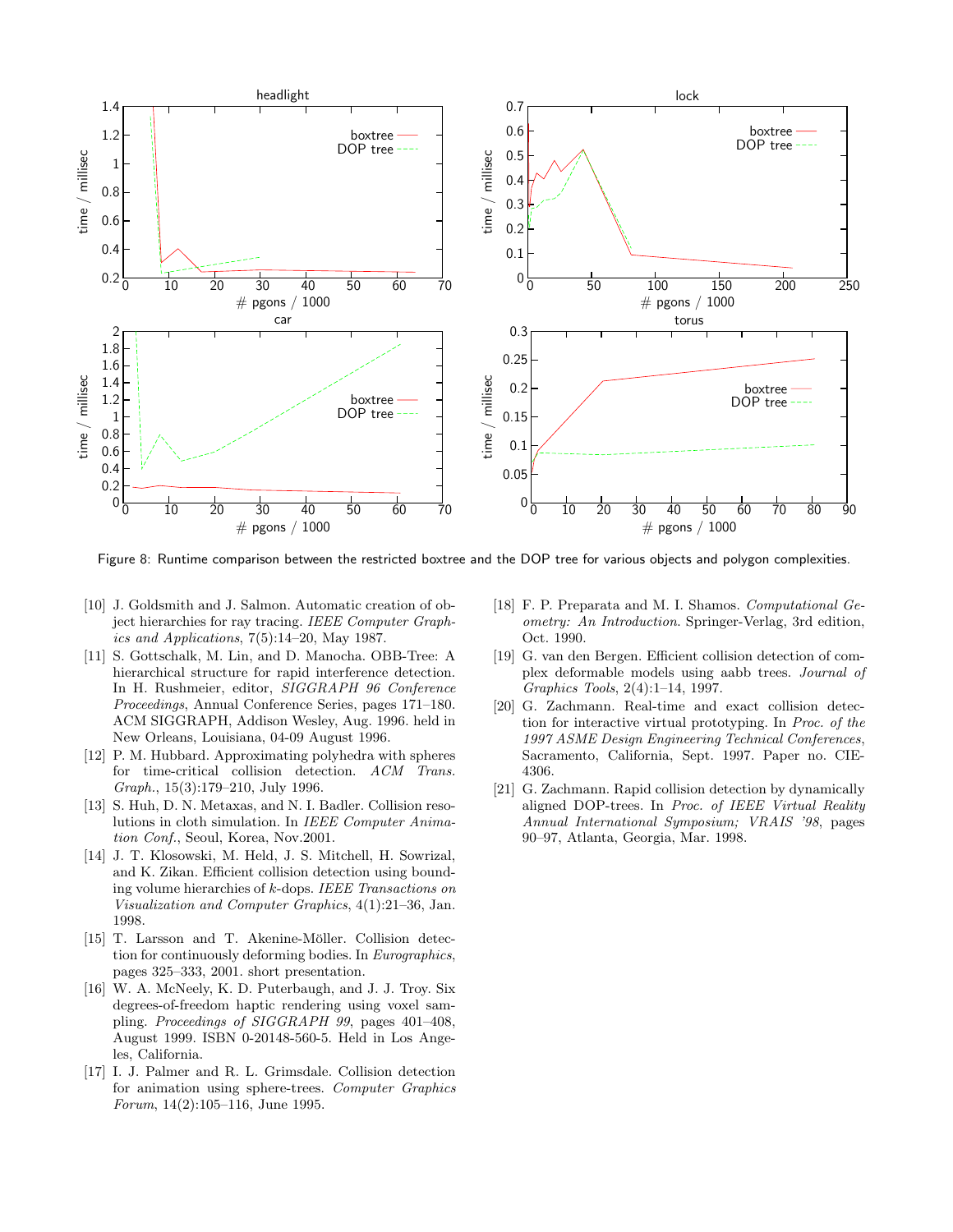headlight

time / millisec

1.4
1.2
1
0.8
0.6
0.4
0.2

0 10 20 30 40 50 60 70

# pgons / 1000

boxtree
DOP tree

lock

time / millisec

0.7
0.6
0.5
0.4
0.3
0.2
0.1
0

0 50 100 150 200 250

# pgons / 1000

boxtree
DOP tree

car

time / millisec

2
1.8
1.6
1.4
1.2
1
0.8
0.6
0.4
0.2
0

0 10 20 30 40 50 60 70

# pgons / 1000

boxtree
DOP tree

torus

time / millisec

0.3
0.25
0.2
0.15
0.1
0.05
0

0 10 20 30 40 50 60 70 80 90

# pgons / 1000

boxtree
DOP tree

Figure 8: Runtime comparison between the restricted boxtree and the DOP tree for various objects and polygon complexities.

[10] J. Goldsmith and J. Salmon. Automatic creation of object hierarchies for ray tracing. *IEEE Computer Graphics and Applications*, 7(5):14–20, May 1987.

[11] S. Gottschalk, M. Lin, and D. Manocha. OBB-Tree: A hierarchical structure for rapid interference detection. In H. Rushmeier, editor, *SIGGRAPH 96 Conference Proceedings*, Annual Conference Series, pages 171–180. ACM SIGGRAPH, Addison Wesley, Aug. 1996. held in New Orleans, Louisiana, 04-09 August 1996.

[12] P. M. Hubbard. Approximating polyhedra with spheres for time-critical collision detection. *ACM Trans. Graph.*, 15(3):179–210, July 1996.

[13] S. Huh, D. N. Metaxas, and N. I. Badler. Collision resolutions in cloth simulation. In *IEEE Computer Animation Conf.*, Seoul, Korea, Nov.2001.

[14] J. T. Klosowski, M. Held, J. S. Mitchell, H. Sowrizal, and K. Zikan. Efficient collision detection using bounding volume hierarchies of *k*-dops. *IEEE Transactions on Visualization and Computer Graphics*, 4(1):21–36, Jan. 1998.

[15] T. Larsson and T. Akenine-Möller. Collision detection for continuously deforming bodies. In *Eurographics*, pages 325–333, 2001. short presentation.

[16] W. A. McNeely, K. D. Puterbaugh, and J. J. Troy. Six degrees-of-freedom haptic rendering using voxel sampling. *Proceedings of SIGGRAPH 99*, pages 401–408, August 1999. ISBN 0-20148-560-5. Held in Los Angeles, California.

[17] I. J. Palmer and R. L. Grimsdale. Collision detection for animation using sphere-trees. *Computer Graphics Forum*, 14(2):105–116, June 1995.

[18] F. P. Preparata and M. I. Shamos. *Computational Geometry: An Introduction*. Springer-Verlag, 3rd edition, Oct. 1990.

[19] G. van den Bergen. Efficient collision detection of complex deformable models using aabb trees. *Journal of Graphics Tools*, 2(4):1–14, 1997.

[20] G. Zachmann. Real-time and exact collision detection for interactive virtual prototyping. In *Proc. of the 1997 ASME Design Engineering Technical Conferences*, Sacramento, California, Sept. 1997. Paper no. CIE-4306.

[21] G. Zachmann. Rapid collision detection by dynamically aligned DOP-trees. In *Proc. of IEEE Virtual Reality Annual International Symposium; VRAIS '98*, pages 90–97, Atlanta, Georgia, Mar. 1998.